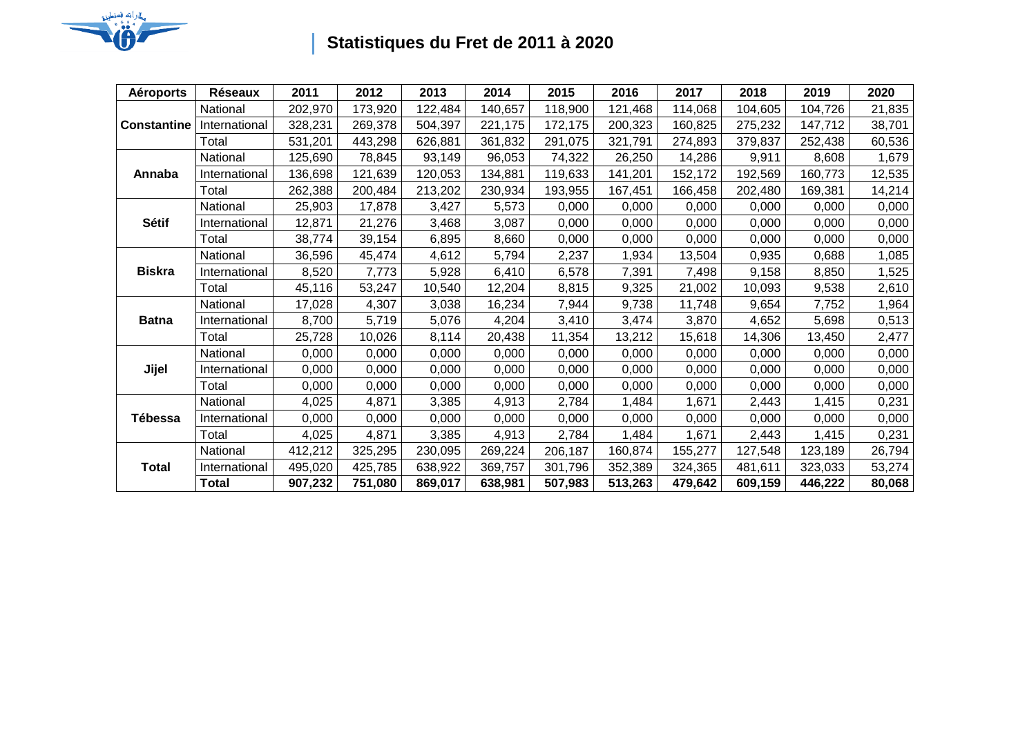## Statistiques du Fret de 2011 à 2020

| Aéroports | Réseaux | 2011 | 2012 | 2013 | 2014 | 2015 | 2016 | 2017 | 2018 | 2019 | 2020 |
|---|---|---|---|---|---|---|---|---|---|---|---|
| **Constantine** | National | 202,970 | 173,920 | 122,484 | 140,657 | 118,900 | 121,468 | 114,068 | 104,605 | 104,726 | 21,835 |
| | International | 328,231 | 269,378 | 504,397 | 221,175 | 172,175 | 200,323 | 160,825 | 275,232 | 147,712 | 38,701 |
| | Total | 531,201 | 443,298 | 626,881 | 361,832 | 291,075 | 321,791 | 274,893 | 379,837 | 252,438 | 60,536 |
| **Annaba** | National | 125,690 | 78,845 | 93,149 | 96,053 | 74,322 | 26,250 | 14,286 | 9,911 | 8,608 | 1,679 |
| | International | 136,698 | 121,639 | 120,053 | 134,881 | 119,633 | 141,201 | 152,172 | 192,569 | 160,773 | 12,535 |
| | Total | 262,388 | 200,484 | 213,202 | 230,934 | 193,955 | 167,451 | 166,458 | 202,480 | 169,381 | 14,214 |
| **Sétif** | National | 25,903 | 17,878 | 3,427 | 5,573 | 0,000 | 0,000 | 0,000 | 0,000 | 0,000 | 0,000 |
| | International | 12,871 | 21,276 | 3,468 | 3,087 | 0,000 | 0,000 | 0,000 | 0,000 | 0,000 | 0,000 |
| | Total | 38,774 | 39,154 | 6,895 | 8,660 | 0,000 | 0,000 | 0,000 | 0,000 | 0,000 | 0,000 |
| **Biskra** | National | 36,596 | 45,474 | 4,612 | 5,794 | 2,237 | 1,934 | 13,504 | 0,935 | 0,688 | 1,085 |
| | International | 8,520 | 7,773 | 5,928 | 6,410 | 6,578 | 7,391 | 7,498 | 9,158 | 8,850 | 1,525 |
| | Total | 45,116 | 53,247 | 10,540 | 12,204 | 8,815 | 9,325 | 21,002 | 10,093 | 9,538 | 2,610 |
| **Batna** | National | 17,028 | 4,307 | 3,038 | 16,234 | 7,944 | 9,738 | 11,748 | 9,654 | 7,752 | 1,964 |
| | International | 8,700 | 5,719 | 5,076 | 4,204 | 3,410 | 3,474 | 3,870 | 4,652 | 5,698 | 0,513 |
| | Total | 25,728 | 10,026 | 8,114 | 20,438 | 11,354 | 13,212 | 15,618 | 14,306 | 13,450 | 2,477 |
| **Jijel** | National | 0,000 | 0,000 | 0,000 | 0,000 | 0,000 | 0,000 | 0,000 | 0,000 | 0,000 | 0,000 |
| | International | 0,000 | 0,000 | 0,000 | 0,000 | 0,000 | 0,000 | 0,000 | 0,000 | 0,000 | 0,000 |
| | Total | 0,000 | 0,000 | 0,000 | 0,000 | 0,000 | 0,000 | 0,000 | 0,000 | 0,000 | 0,000 |
| **Tébessa** | National | 4,025 | 4,871 | 3,385 | 4,913 | 2,784 | 1,484 | 1,671 | 2,443 | 1,415 | 0,231 |
| | International | 0,000 | 0,000 | 0,000 | 0,000 | 0,000 | 0,000 | 0,000 | 0,000 | 0,000 | 0,000 |
| | Total | 4,025 | 4,871 | 3,385 | 4,913 | 2,784 | 1,484 | 1,671 | 2,443 | 1,415 | 0,231 |
| **Total** | National | 412,212 | 325,295 | 230,095 | 269,224 | 206,187 | 160,874 | 155,277 | 127,548 | 123,189 | 26,794 |
| | International | 495,020 | 425,785 | 638,922 | 369,757 | 301,796 | 352,389 | 324,365 | 481,611 | 323,033 | 53,274 |
| | **Total** | **907,232** | **751,080** | **869,017** | **638,981** | **507,983** | **513,263** | **479,642** | **609,159** | **446,222** | **80,068** |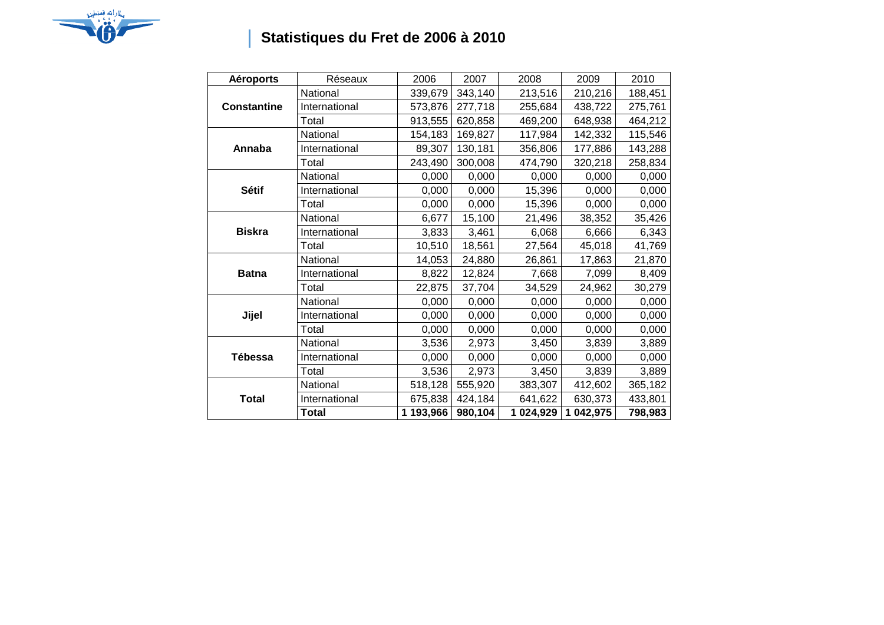## Statistiques du Fret de 2006 à 2010

| Aéroports | Réseaux | 2006 | 2007 | 2008 | 2009 | 2010 |
|---|---|---|---|---|---|---|
| **Constantine** | National | 339,679 | 343,140 | 213,516 | 210,216 | 188,451 |
| | International | 573,876 | 277,718 | 255,684 | 438,722 | 275,761 |
| | Total | 913,555 | 620,858 | 469,200 | 648,938 | 464,212 |
| **Annaba** | National | 154,183 | 169,827 | 117,984 | 142,332 | 115,546 |
| | International | 89,307 | 130,181 | 356,806 | 177,886 | 143,288 |
| | Total | 243,490 | 300,008 | 474,790 | 320,218 | 258,834 |
| **Sétif** | National | 0,000 | 0,000 | 0,000 | 0,000 | 0,000 |
| | International | 0,000 | 0,000 | 15,396 | 0,000 | 0,000 |
| | Total | 0,000 | 0,000 | 15,396 | 0,000 | 0,000 |
| **Biskra** | National | 6,677 | 15,100 | 21,496 | 38,352 | 35,426 |
| | International | 3,833 | 3,461 | 6,068 | 6,666 | 6,343 |
| | Total | 10,510 | 18,561 | 27,564 | 45,018 | 41,769 |
| **Batna** | National | 14,053 | 24,880 | 26,861 | 17,863 | 21,870 |
| | International | 8,822 | 12,824 | 7,668 | 7,099 | 8,409 |
| | Total | 22,875 | 37,704 | 34,529 | 24,962 | 30,279 |
| **Jijel** | National | 0,000 | 0,000 | 0,000 | 0,000 | 0,000 |
| | International | 0,000 | 0,000 | 0,000 | 0,000 | 0,000 |
| | Total | 0,000 | 0,000 | 0,000 | 0,000 | 0,000 |
| **Tébessa** | National | 3,536 | 2,973 | 3,450 | 3,839 | 3,889 |
| | International | 0,000 | 0,000 | 0,000 | 0,000 | 0,000 |
| | Total | 3,536 | 2,973 | 3,450 | 3,839 | 3,889 |
| **Total** | National | 518,128 | 555,920 | 383,307 | 412,602 | 365,182 |
| | International | 675,838 | 424,184 | 641,622 | 630,373 | 433,801 |
| | **Total** | **1 193,966** | **980,104** | **1 024,929** | **1 042,975** | **798,983** |